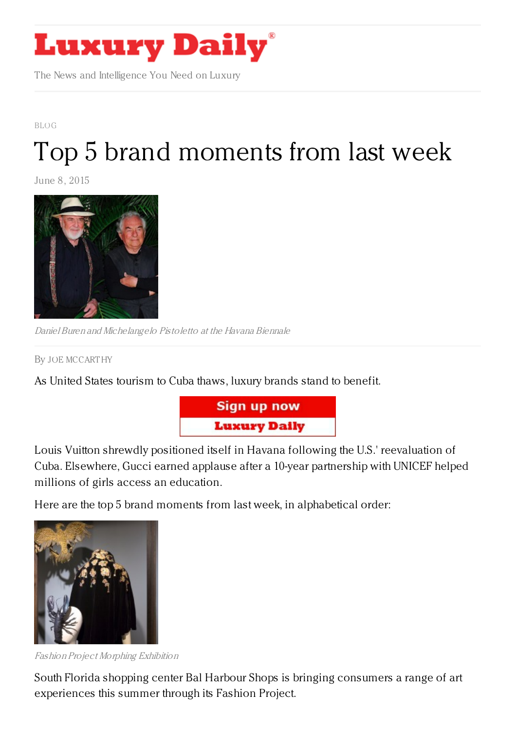# Luxury Daily

The News and Intelligence You Need on Luxury

BLOG

# Top 5 brand moments from last week

June 8, 2015

*Daniel Buren and Michelangelo Pistoletto at the Havana Biennale*

By JOE MCCARTHY

As United States tourism to Cuba thaws, luxury brands stand to benefit.

Louis Vuitton shrewdly positioned itself in Havana following the U.S.' reevaluation of Cuba. Elsewhere, Gucci earned applause after a 10-year partnership with UNICEF helped millions of girls access an education.

Here are the top 5 brand moments from last week, in alphabetical order:

*Fashion Project Morphing Exhibition*

South Florida shopping center Bal Harbour Shops is bringing consumers a range of art experiences this summer through its Fashion Project.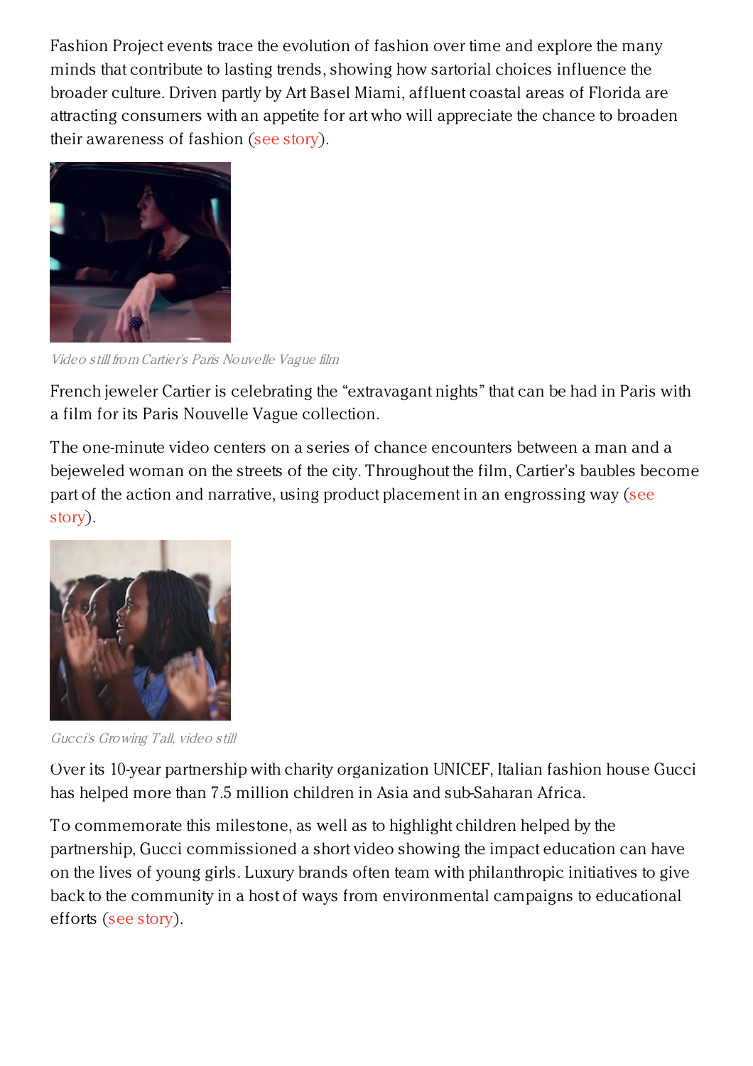Fashion Project events trace the evolution of fashion over time and explore the many minds that contribute to lasting trends, showing how sartorial choices influence the broader culture. Driven partly by Art Basel Miami, affluent coastal areas of Florida are attracting consumers with an appetite for art who will appreciate the chance to broaden their awareness of fashion (see story).

*Video still from Cartier's Paris Nouvelle Vague film*

French jeweler Cartier is celebrating the “extravagant nights” that can be had in Paris with a film for its Paris Nouvelle Vague collection.

The one-minute video centers on a series of chance encounters between a man and a bejeweled woman on the streets of the city. Throughout the film, Cartier’s baubles become part of the action and narrative, using product placement in an engrossing way (see story).

*Gucci's Growing Tall, video still*

Over its 10-year partnership with charity organization UNICEF, Italian fashion house Gucci has helped more than 7.5 million children in Asia and sub-Saharan Africa.

To commemorate this milestone, as well as to highlight children helped by the partnership, Gucci commissioned a short video showing the impact education can have on the lives of young girls. Luxury brands often team with philanthropic initiatives to give back to the community in a host of ways from environmental campaigns to educational efforts (see story).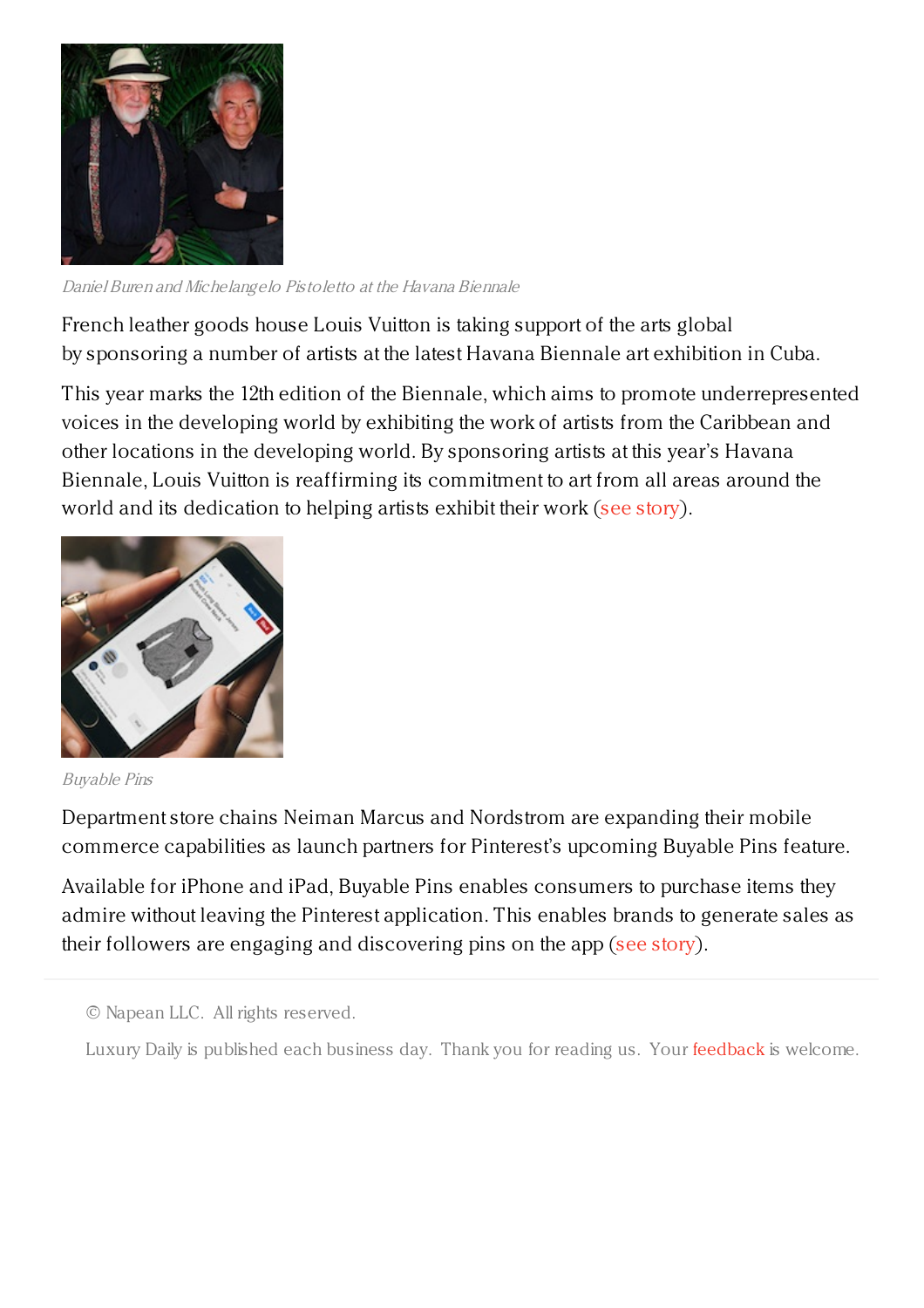*Daniel Buren and Michelangelo Pistoletto at the Havana Biennale*

French leather goods house Louis Vuitton is taking support of the arts global by sponsoring a number of artists at the latest Havana Biennale art exhibition in Cuba.

This year marks the 12th edition of the Biennale, which aims to promote underrepresented voices in the developing world by exhibiting the work of artists from the Caribbean and other locations in the developing world. By sponsoring artists at this year's Havana Biennale, Louis Vuitton is reaffirming its commitment to art from all areas around the world and its dedication to helping artists exhibit their work (see story).

*Buyable Pins*

Department store chains Neiman Marcus and Nordstrom are expanding their mobile commerce capabilities as launch partners for Pinterest's upcoming Buyable Pins feature.

Available for iPhone and iPad, Buyable Pins enables consumers to purchase items they admire without leaving the Pinterest application. This enables brands to generate sales as their followers are engaging and discovering pins on the app (see story).

© Napean LLC. All rights reserved.

Luxury Daily is published each business day. Thank you for reading us. Your feedback is welcome.